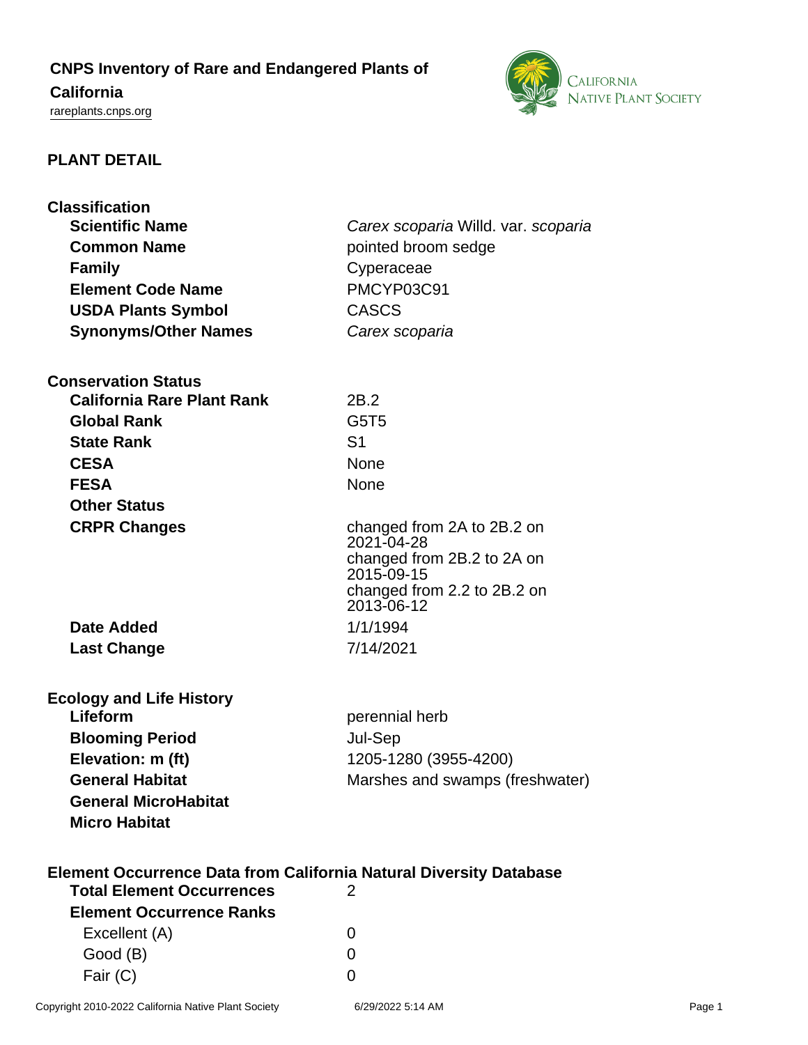# CNPS Inventory of Rare and Endangered Plants of California

rareplants.cnps.org

CALIFORNIA NATIVE PLANT SOCIETY

## PLANT DETAIL

### Classification

| | |
|---|---|
| **Scientific Name** | *Carex scoparia* Willd. var. *scoparia* |
| **Common Name** | pointed broom sedge |
| **Family** | Cyperaceae |
| **Element Code Name** | PMCYP03C91 |
| **USDA Plants Symbol** | CASCS |
| **Synonyms/Other Names** | *Carex scoparia* |

### Conservation Status

| | |
|---|---|
| **California Rare Plant Rank** | 2B.2 |
| **Global Rank** | G5T5 |
| **State Rank** | S1 |
| **CESA** | None |
| **FESA** | None |
| **Other Status** | |
| **CRPR Changes** | changed from 2A to 2B.2 on 2021-04-28<br>changed from 2B.2 to 2A on 2015-09-15<br>changed from 2.2 to 2B.2 on 2013-06-12 |
| **Date Added** | 1/1/1994 |
| **Last Change** | 7/14/2021 |

### Ecology and Life History

| | |
|---|---|
| **Lifeform** | perennial herb |
| **Blooming Period** | Jul-Sep |
| **Elevation: m (ft)** | 1205-1280 (3955-4200) |
| **General Habitat** | Marshes and swamps (freshwater) |
| **General MicroHabitat** | |
| **Micro Habitat** | |

### Element Occurrence Data from California Natural Diversity Database

| | |
|---|---|
| **Total Element Occurrences** | 2 |
| **Element Occurrence Ranks** | |
| Excellent (A) | 0 |
| Good (B) | 0 |
| Fair (C) | 0 |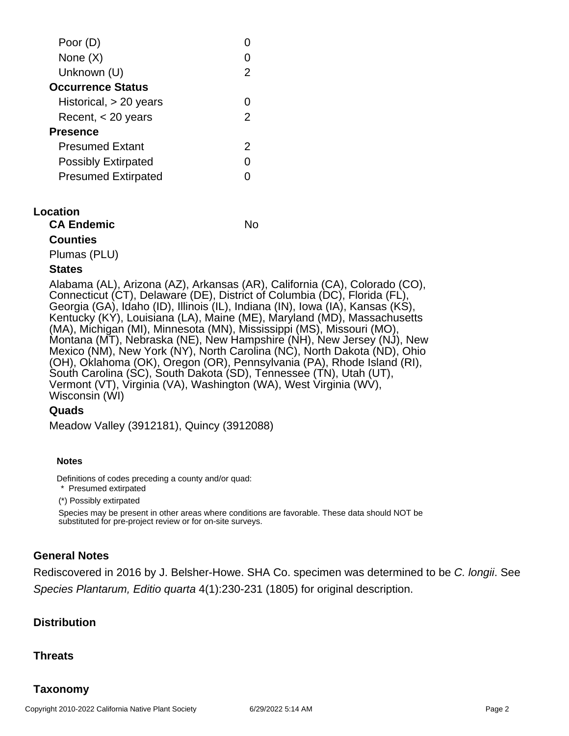| | |
|---|---|
| Poor (D) | 0 |
| None (X) | 0 |
| Unknown (U) | 2 |
| **Occurrence Status** | |
| Historical, > 20 years | 0 |
| Recent, < 20 years | 2 |
| **Presence** | |
| Presumed Extant | 2 |
| Possibly Extirpated | 0 |
| Presumed Extirpated | 0 |

## Location

**CA Endemic** No

**Counties**

Plumas (PLU)

**States**

Alabama (AL), Arizona (AZ), Arkansas (AR), California (CA), Colorado (CO), Connecticut (CT), Delaware (DE), District of Columbia (DC), Florida (FL), Georgia (GA), Idaho (ID), Illinois (IL), Indiana (IN), Iowa (IA), Kansas (KS), Kentucky (KY), Louisiana (LA), Maine (ME), Maryland (MD), Massachusetts (MA), Michigan (MI), Minnesota (MN), Mississippi (MS), Missouri (MO), Montana (MT), Nebraska (NE), New Hampshire (NH), New Jersey (NJ), New Mexico (NM), New York (NY), North Carolina (NC), North Dakota (ND), Ohio (OH), Oklahoma (OK), Oregon (OR), Pennsylvania (PA), Rhode Island (RI), South Carolina (SC), South Dakota (SD), Tennessee (TN), Utah (UT), Vermont (VT), Virginia (VA), Washington (WA), West Virginia (WV), Wisconsin (WI)

**Quads**

Meadow Valley (3912181), Quincy (3912088)

**Notes**

Definitions of codes preceding a county and/or quad:

\* Presumed extirpated

(*) Possibly extirpated

Species may be present in other areas where conditions are favorable. These data should NOT be substituted for pre-project review or for on-site surveys.

## General Notes

Rediscovered in 2016 by J. Belsher-Howe. SHA Co. specimen was determined to be *C. longii*. See *Species Plantarum, Editio quarta* 4(1):230-231 (1805) for original description.

## Distribution

## Threats

## Taxonomy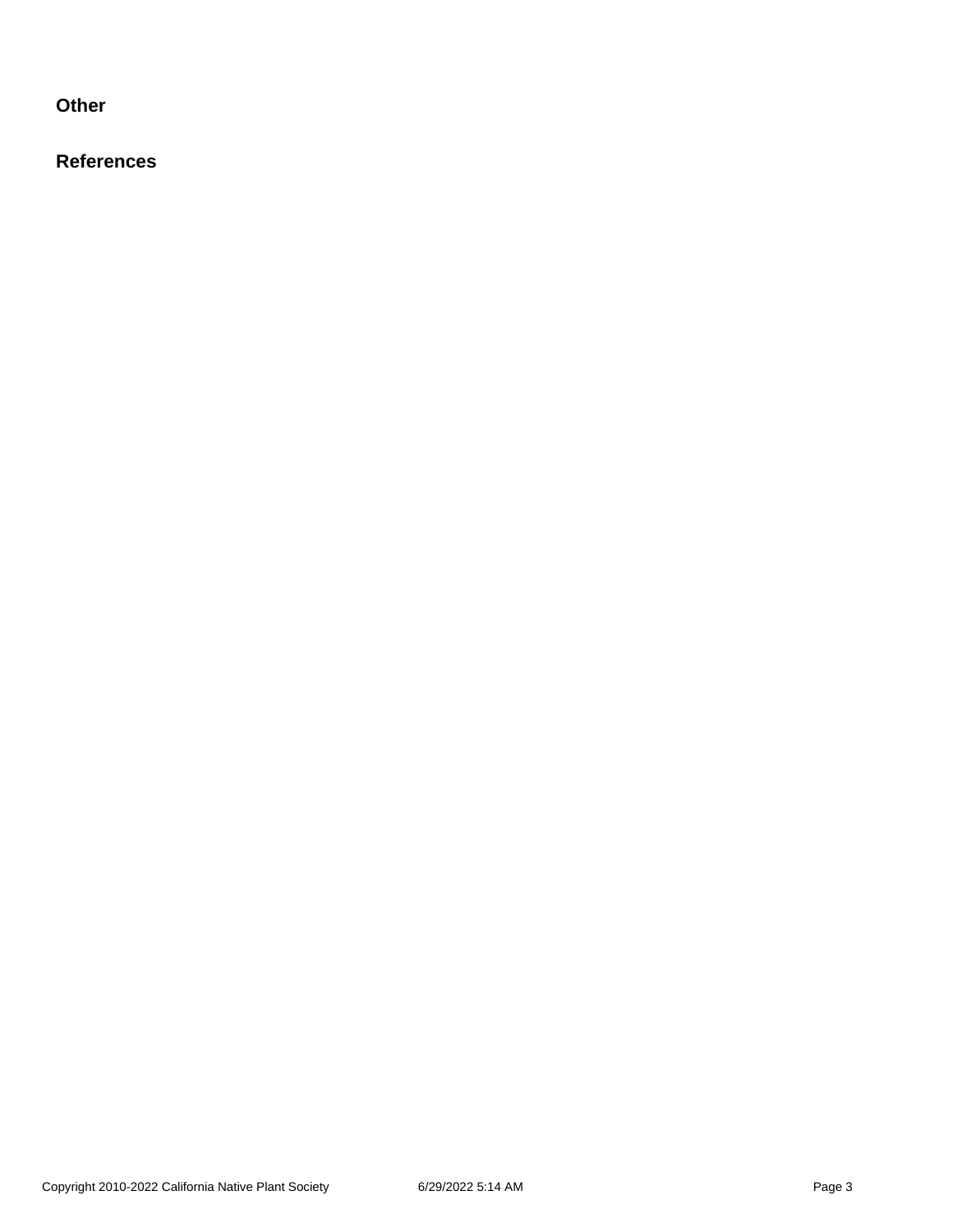## Other

## References